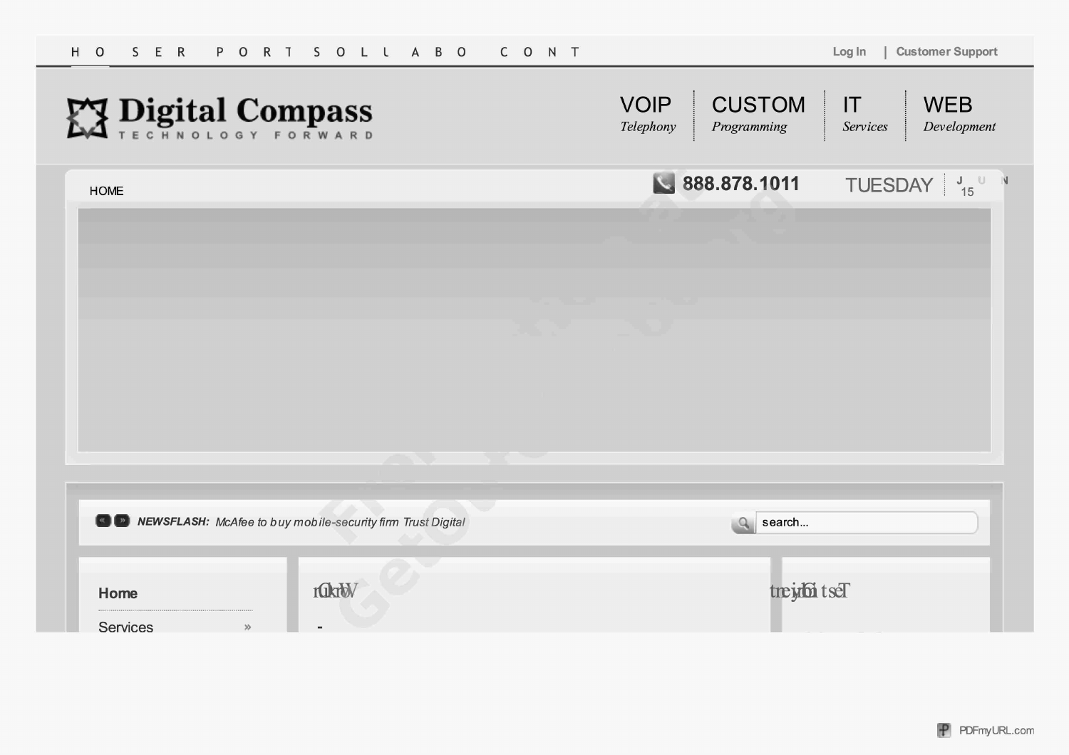H O S E R P O R T S O L L A B O C O N T

Log In | Customer Support

# Digital Compass

TECHNOLOGY FORWARD

**VOIP** *Telephony* | **CUSTOM** *Programming* | **IT** *Services* | **WEB** *Development*

HOME

888.878.1011

TUESDAY J U N 15

***NEWSFLASH:*** *McAfee to buy mobile-security firm Trust Digital*

search...

**Home**

Services »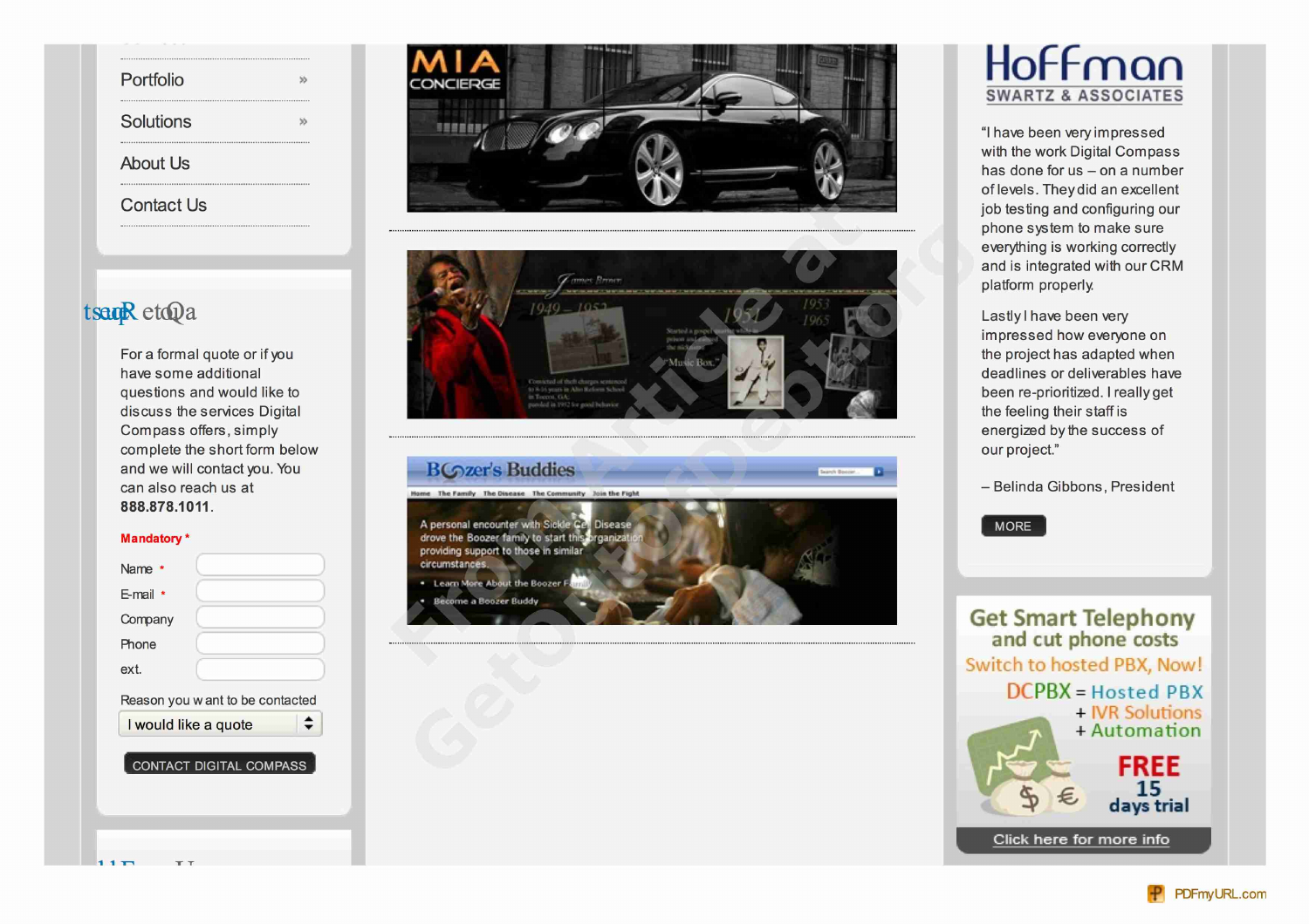- Portfolio »
- Solutions »
- About Us
- Contact Us

## tsauqR etoQa

For a formal quote or if you have some additional questions and would like to discuss the services Digital Compass offers, simply complete the short form below and we will contact you. You can also reach us at **888.878.1011**.

**Mandatory ***

Name *

E-mail *

Company

Phone

ext.

Reason you w ant to be contacted

I would like a quote

CONTACT DIGITAL COMPASS

MIA CONCIERGE

Boozer's Buddies

Home The Family The Disease The Community Join the Fight

A personal encounter with Sickle Cell Disease drove the Boozer family to start this organization providing support to those in similar circumstances.

- Learn More About the Boozer Family
- Become a Boozer Buddy

**Hoffman SWARTZ & ASSOCIATES**

"I have been very impressed with the work Digital Compass has done for us – on a number of levels. They did an excellent job testing and configuring our phone system to make sure everything is working correctly and is integrated with our CRM platform properly.

Lastly I have been very impressed how everyone on the project has adapted when deadlines or deliverables have been re-prioritized. I really get the feeling their staff is energized by the success of our project."

– Belinda Gibbons, President

MORE

**Get Smart Telephony and cut phone costs**

Switch to hosted PBX, Now!

DCPBX = Hosted PBX
+ IVR Solutions
+ Automation

FREE 15 days trial

Click here for more info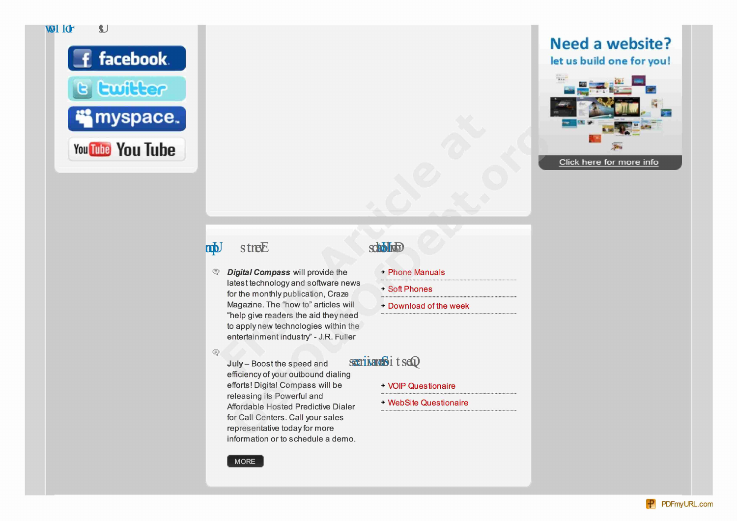facebook

twitter

myspace

You Tube

Need a website?

let us build one for you!

Click here for more info

*Digital Compass* will provide the latest technology and software news for the monthly publication, Craze Magazine. The "how to" articles will "help give readers the aid they need to apply new technologies within the entertainment industry" - J.R. Fuller

**July** – Boost the speed and efficiency of your outbound dialing efforts! Digital Compass will be releasing its Powerful and Affordable Hosted Predictive Dialer for Call Centers. Call your sales representative today for more information or to schedule a demo.

MORE

- Phone Manuals
- Soft Phones
- Download of the week

- VOIP Questionaire
- WebSite Questionaire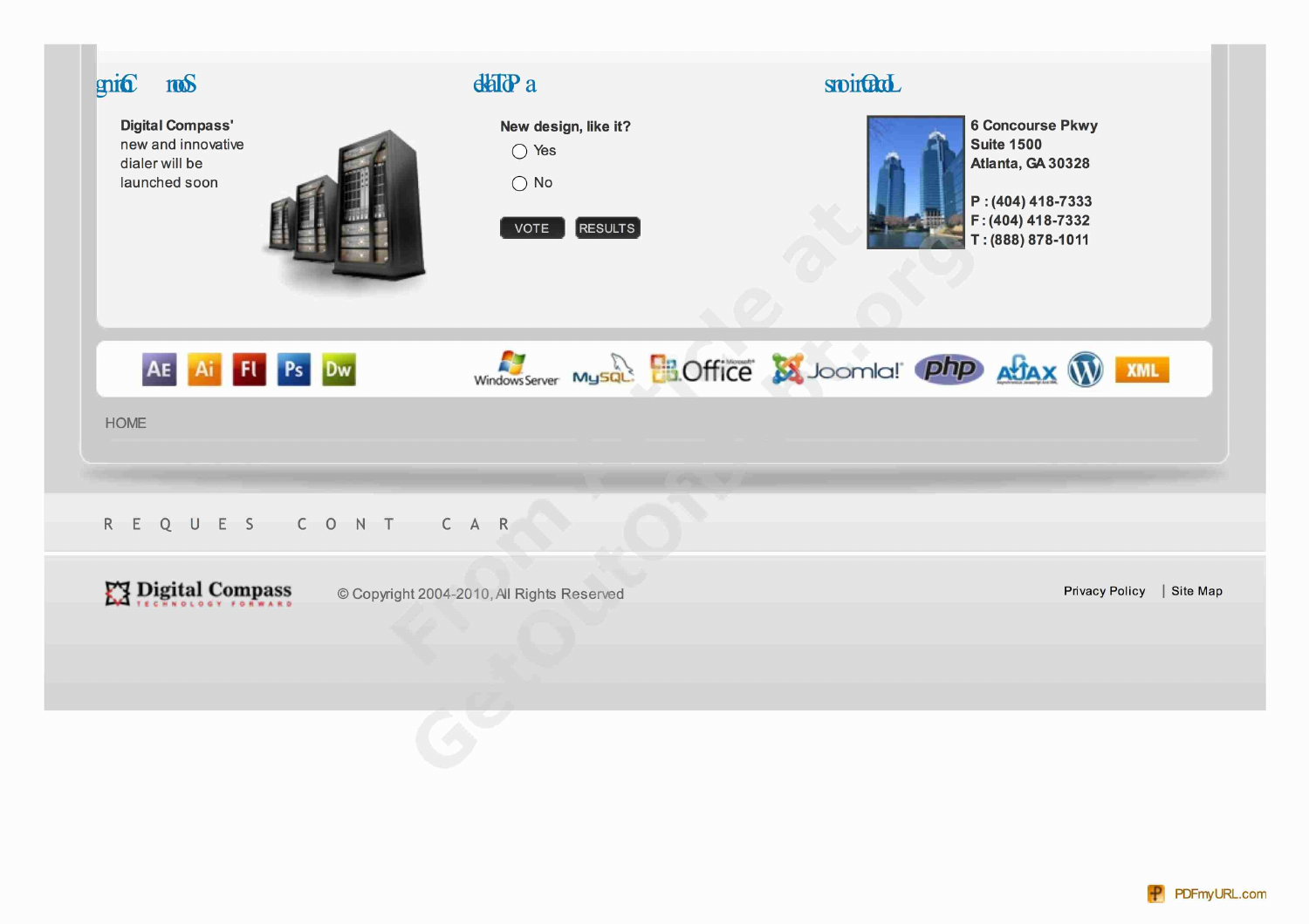## Coming Soon

**Digital Compass'** new and innovative dialer will be launched soon

## Take a Poll

**New design, like it?**

- Yes
- No

VOTE RESULTS

## Locations

**6 Concourse Pkwy**
**Suite 1500**
**Atlanta, GA 30328**

**P : (404) 418-7333**
**F : (404) 418-7332**
**T : (888) 878-1011**

HOME

R E Q U E S C O N T C A R

Digital Compass TECHNOLOGY FORWARD

© Copyright 2004-2010, All Rights Reserved

Privacy Policy | Site Map